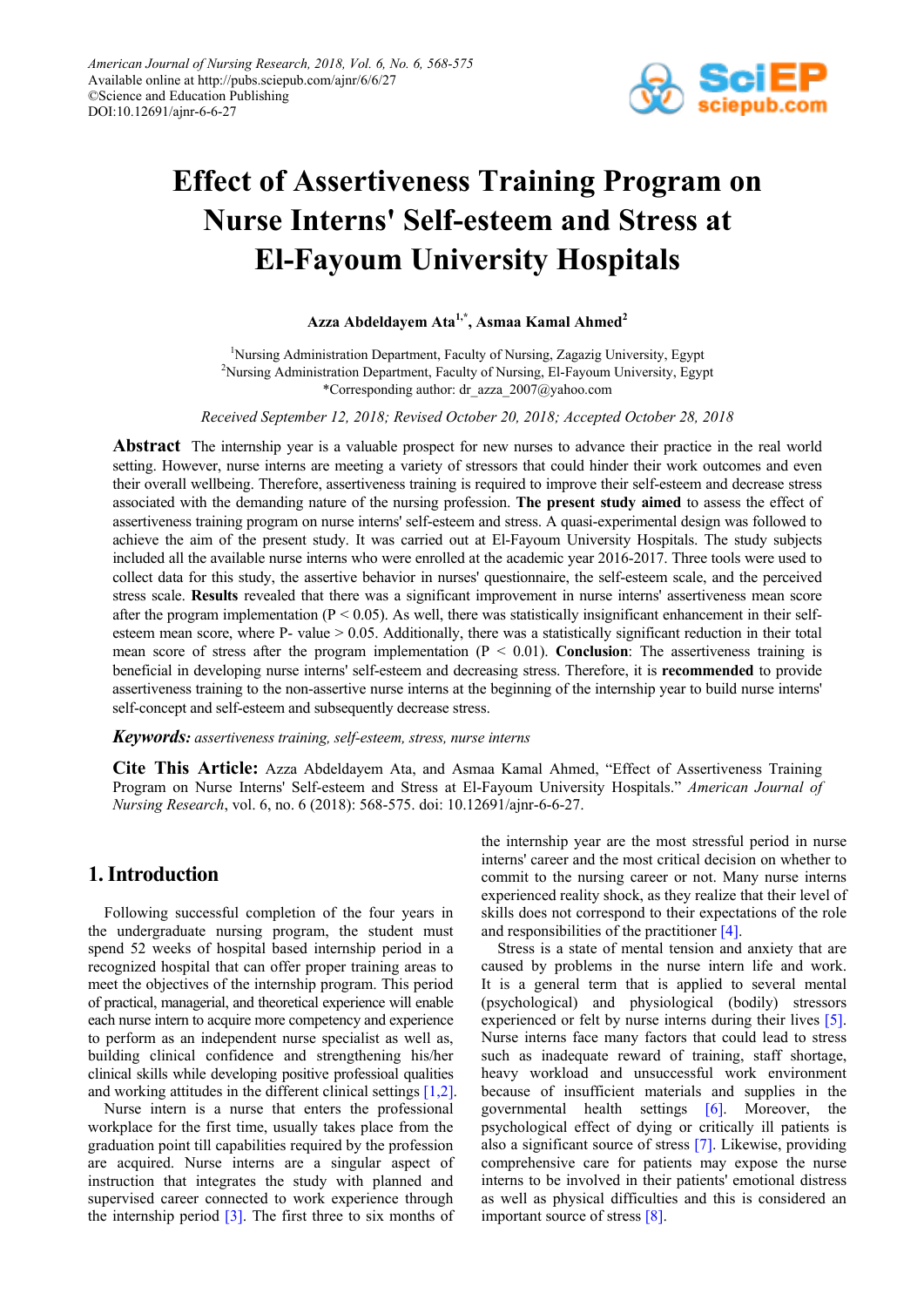# Effect of Assertiveness Training Program on Nurse Interns' Self-esteem and Stress at El-Fayoum University Hospitals

**Azza Abdeldayem Ata[1,*], Asmaa Kamal Ahmed[2]**

[1]Nursing Administration Department, Faculty of Nursing, Zagazig University, Egypt
[2]Nursing Administration Department, Faculty of Nursing, El-Fayoum University, Egypt
*Corresponding author: dr_azza_2007@yahoo.com

*Received September 12, 2018; Revised October 20, 2018; Accepted October 28, 2018*

**Abstract** The internship year is a valuable prospect for new nurses to advance their practice in the real world setting. However, nurse interns are meeting a variety of stressors that could hinder their work outcomes and even their overall wellbeing. Therefore, assertiveness training is required to improve their self-esteem and decrease stress associated with the demanding nature of the nursing profession. **The present study aimed** to assess the effect of assertiveness training program on nurse interns' self-esteem and stress. A quasi-experimental design was followed to achieve the aim of the present study. It was carried out at El-Fayoum University Hospitals. The study subjects included all the available nurse interns who were enrolled at the academic year 2016-2017. Three tools were used to collect data for this study, the assertive behavior in nurses' questionnaire, the self-esteem scale, and the perceived stress scale. **Results** revealed that there was a significant improvement in nurse interns' assertiveness mean score after the program implementation ($P < 0.05$). As well, there was statistically insignificant enhancement in their self-esteem mean score, where P- value $> 0.05$. Additionally, there was a statistically significant reduction in their total mean score of stress after the program implementation ($P < 0.01$). **Conclusion**: The assertiveness training is beneficial in developing nurse interns' self-esteem and decreasing stress. Therefore, it is **recommended** to provide assertiveness training to the non-assertive nurse interns at the beginning of the internship year to build nurse interns' self-concept and self-esteem and subsequently decrease stress.

***Keywords:*** *assertiveness training, self-esteem, stress, nurse interns*

**Cite This Article:** Azza Abdeldayem Ata, and Asmaa Kamal Ahmed, "Effect of Assertiveness Training Program on Nurse Interns' Self-esteem and Stress at El-Fayoum University Hospitals." *American Journal of Nursing Research*, vol. 6, no. 6 (2018): 568-575. doi: 10.12691/ajnr-6-6-27.

## 1. Introduction

Following successful completion of the four years in the undergraduate nursing program, the student must spend 52 weeks of hospital based internship period in a recognized hospital that can offer proper training areas to meet the objectives of the internship program. This period of practical, managerial, and theoretical experience will enable each nurse intern to acquire more competency and experience to perform as an independent nurse specialist as well as, building clinical confidence and strengthening his/her clinical skills while developing positive professoal qualities and working attitudes in the different clinical settings [1,2].

Nurse intern is a nurse that enters the professional workplace for the first time, usually takes place from the graduation point till capabilities required by the profession are acquired. Nurse interns are a singular aspect of instruction that integrates the study with planned and supervised career connected to work experience through the internship period [3]. The first three to six months of the internship year are the most stressful period in nurse interns' career and the most critical decision on whether to commit to the nursing career or not. Many nurse interns experienced reality shock, as they realize that their level of skills does not correspond to their expectations of the role and responsibilities of the practitioner [4].

Stress is a state of mental tension and anxiety that are caused by problems in the nurse intern life and work. It is a general term that is applied to several mental (psychological) and physiological (bodily) stressors experienced or felt by nurse interns during their lives [5]. Nurse interns face many factors that could lead to stress such as inadequate reward of training, staff shortage, heavy workload and unsuccessful work environment because of insufficient materials and supplies in the governmental health settings [6]. Moreover, the psychological effect of dying or critically ill patients is also a significant source of stress [7]. Likewise, providing comprehensive care for patients may expose the nurse interns to be involved in their patients' emotional distress as well as physical difficulties and this is considered an important source of stress [8].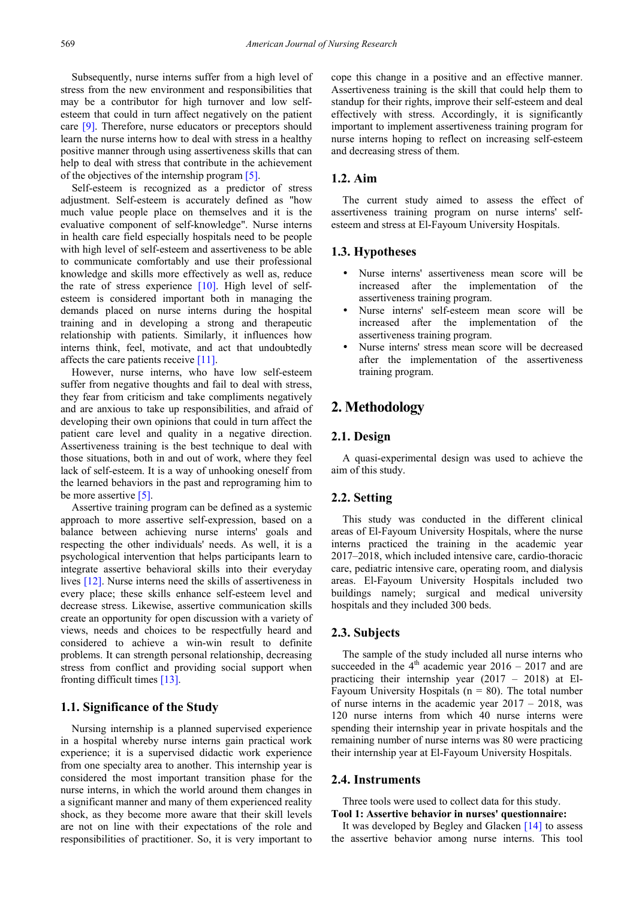Subsequently, nurse interns suffer from a high level of stress from the new environment and responsibilities that may be a contributor for high turnover and low self-esteem that could in turn affect negatively on the patient care [9]. Therefore, nurse educators or preceptors should learn the nurse interns how to deal with stress in a healthy positive manner through using assertiveness skills that can help to deal with stress that contribute in the achievement of the objectives of the internship program [5].

Self-esteem is recognized as a predictor of stress adjustment. Self-esteem is accurately defined as "how much value people place on themselves and it is the evaluative component of self-knowledge". Nurse interns in health care field especially hospitals need to be people with high level of self-esteem and assertiveness to be able to communicate comfortably and use their professional knowledge and skills more effectively as well as, reduce the rate of stress experience [10]. High level of self-esteem is considered important both in managing the demands placed on nurse interns during the hospital training and in developing a strong and therapeutic relationship with patients. Similarly, it influences how interns think, feel, motivate, and act that undoubtedly affects the care patients receive [11].

However, nurse interns, who have low self-esteem suffer from negative thoughts and fail to deal with stress, they fear from criticism and take compliments negatively and are anxious to take up responsibilities, and afraid of developing their own opinions that could in turn affect the patient care level and quality in a negative direction. Assertiveness training is the best technique to deal with those situations, both in and out of work, where they feel lack of self-esteem. It is a way of unhooking oneself from the learned behaviors in the past and reprograming him to be more assertive [5].

Assertive training program can be defined as a systemic approach to more assertive self-expression, based on a balance between achieving nurse interns' goals and respecting the other individuals' needs. As well, it is a psychological intervention that helps participants learn to integrate assertive behavioral skills into their everyday lives [12]. Nurse interns need the skills of assertiveness in every place; these skills enhance self-esteem level and decrease stress. Likewise, assertive communication skills create an opportunity for open discussion with a variety of views, needs and choices to be respectfully heard and considered to achieve a win-win result to definite problems. It can strength personal relationship, decreasing stress from conflict and providing social support when fronting difficult times [13].

### 1.1. Significance of the Study

Nursing internship is a planned supervised experience in a hospital whereby nurse interns gain practical work experience; it is a supervised didactic work experience from one specialty area to another. This internship year is considered the most important transition phase for the nurse interns, in which the world around them changes in a significant manner and many of them experienced reality shock, as they become more aware that their skill levels are not on line with their expectations of the role and responsibilities of practitioner. So, it is very important to cope this change in a positive and an effective manner. Assertiveness training is the skill that could help them to standup for their rights, improve their self-esteem and deal effectively with stress. Accordingly, it is significantly important to implement assertiveness training program for nurse interns hoping to reflect on increasing self-esteem and decreasing stress of them.

### 1.2. Aim

The current study aimed to assess the effect of assertiveness training program on nurse interns' self-esteem and stress at El-Fayoum University Hospitals.

### 1.3. Hypotheses

- Nurse interns' assertiveness mean score will be increased after the implementation of the assertiveness training program.
- Nurse interns' self-esteem mean score will be increased after the implementation of the assertiveness training program.
- Nurse interns' stress mean score will be decreased after the implementation of the assertiveness training program.

## 2. Methodology

### 2.1. Design

A quasi-experimental design was used to achieve the aim of this study.

### 2.2. Setting

This study was conducted in the different clinical areas of El-Fayoum University Hospitals, where the nurse interns practiced the training in the academic year 2017–2018, which included intensive care, cardio-thoracic care, pediatric intensive care, operating room, and dialysis areas. El-Fayoum University Hospitals included two buildings namely; surgical and medical university hospitals and they included 300 beds.

### 2.3. Subjects

The sample of the study included all nurse interns who succeeded in the 4th academic year 2016 – 2017 and are practicing their internship year (2017 – 2018) at El-Fayoum University Hospitals (n = 80). The total number of nurse interns in the academic year 2017 – 2018, was 120 nurse interns from which 40 nurse interns were spending their internship year in private hospitals and the remaining number of nurse interns was 80 were practicing their internship year at El-Fayoum University Hospitals.

### 2.4. Instruments

Three tools were used to collect data for this study.

**Tool 1: Assertive behavior in nurses' questionnaire:**

It was developed by Begley and Glacken [14] to assess the assertive behavior among nurse interns. This tool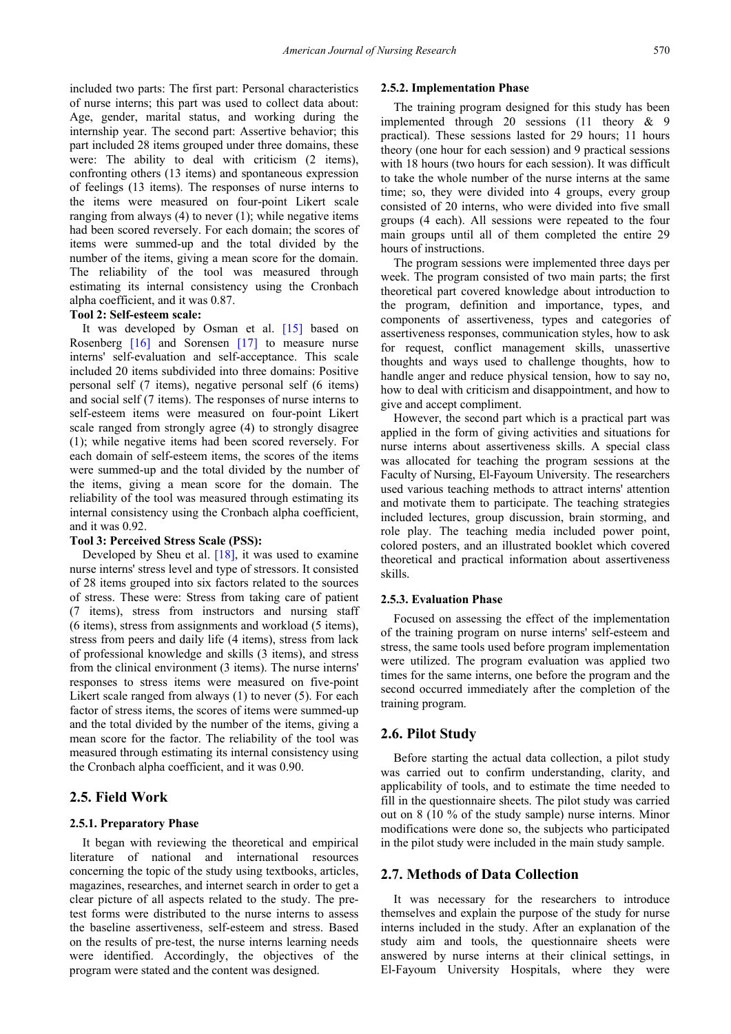included two parts: The first part: Personal characteristics of nurse interns; this part was used to collect data about: Age, gender, marital status, and working during the internship year. The second part: Assertive behavior; this part included 28 items grouped under three domains, these were: The ability to deal with criticism (2 items), confronting others (13 items) and spontaneous expression of feelings (13 items). The responses of nurse interns to the items were measured on four-point Likert scale ranging from always (4) to never (1); while negative items had been scored reversely. For each domain; the scores of items were summed-up and the total divided by the number of the items, giving a mean score for the domain. The reliability of the tool was measured through estimating its internal consistency using the Cronbach alpha coefficient, and it was 0.87.

**Tool 2: Self-esteem scale:**

It was developed by Osman et al. [15] based on Rosenberg [16] and Sorensen [17] to measure nurse interns' self-evaluation and self-acceptance. This scale included 20 items subdivided into three domains: Positive personal self (7 items), negative personal self (6 items) and social self (7 items). The responses of nurse interns to self-esteem items were measured on four-point Likert scale ranged from strongly agree (4) to strongly disagree (1); while negative items had been scored reversely. For each domain of self-esteem items, the scores of the items were summed-up and the total divided by the number of the items, giving a mean score for the domain. The reliability of the tool was measured through estimating its internal consistency using the Cronbach alpha coefficient, and it was 0.92.

**Tool 3: Perceived Stress Scale (PSS):**

Developed by Sheu et al. [18], it was used to examine nurse interns' stress level and type of stressors. It consisted of 28 items grouped into six factors related to the sources of stress. These were: Stress from taking care of patient (7 items), stress from instructors and nursing staff (6 items), stress from assignments and workload (5 items), stress from peers and daily life (4 items), stress from lack of professional knowledge and skills (3 items), and stress from the clinical environment (3 items). The nurse interns' responses to stress items were measured on five-point Likert scale ranged from always (1) to never (5). For each factor of stress items, the scores of items were summed-up and the total divided by the number of the items, giving a mean score for the factor. The reliability of the tool was measured through estimating its internal consistency using the Cronbach alpha coefficient, and it was 0.90.

## 2.5. Field Work

### 2.5.1. Preparatory Phase

It began with reviewing the theoretical and empirical literature of national and international resources concerning the topic of the study using textbooks, articles, magazines, researches, and internet search in order to get a clear picture of all aspects related to the study. The pre-test forms were distributed to the nurse interns to assess the baseline assertiveness, self-esteem and stress. Based on the results of pre-test, the nurse interns learning needs were identified. Accordingly, the objectives of the program were stated and the content was designed.

### 2.5.2. Implementation Phase

The training program designed for this study has been implemented through 20 sessions (11 theory & 9 practical). These sessions lasted for 29 hours; 11 hours theory (one hour for each session) and 9 practical sessions with 18 hours (two hours for each session). It was difficult to take the whole number of the nurse interns at the same time; so, they were divided into 4 groups, every group consisted of 20 interns, who were divided into five small groups (4 each). All sessions were repeated to the four main groups until all of them completed the entire 29 hours of instructions.

The program sessions were implemented three days per week. The program consisted of two main parts; the first theoretical part covered knowledge about introduction to the program, definition and importance, types, and components of assertiveness, types and categories of assertiveness responses, communication styles, how to ask for request, conflict management skills, unassertive thoughts and ways used to challenge thoughts, how to handle anger and reduce physical tension, how to say no, how to deal with criticism and disappointment, and how to give and accept compliment.

However, the second part which is a practical part was applied in the form of giving activities and situations for nurse interns about assertiveness skills. A special class was allocated for teaching the program sessions at the Faculty of Nursing, El-Fayoum University. The researchers used various teaching methods to attract interns' attention and motivate them to participate. The teaching strategies included lectures, group discussion, brain storming, and role play. The teaching media included power point, colored posters, and an illustrated booklet which covered theoretical and practical information about assertiveness skills.

### 2.5.3. Evaluation Phase

Focused on assessing the effect of the implementation of the training program on nurse interns' self-esteem and stress, the same tools used before program implementation were utilized. The program evaluation was applied two times for the same interns, one before the program and the second occurred immediately after the completion of the training program.

## 2.6. Pilot Study

Before starting the actual data collection, a pilot study was carried out to confirm understanding, clarity, and applicability of tools, and to estimate the time needed to fill in the questionnaire sheets. The pilot study was carried out on 8 (10 % of the study sample) nurse interns. Minor modifications were done so, the subjects who participated in the pilot study were included in the main study sample.

## 2.7. Methods of Data Collection

It was necessary for the researchers to introduce themselves and explain the purpose of the study for nurse interns included in the study. After an explanation of the study aim and tools, the questionnaire sheets were answered by nurse interns at their clinical settings, in El-Fayoum University Hospitals, where they were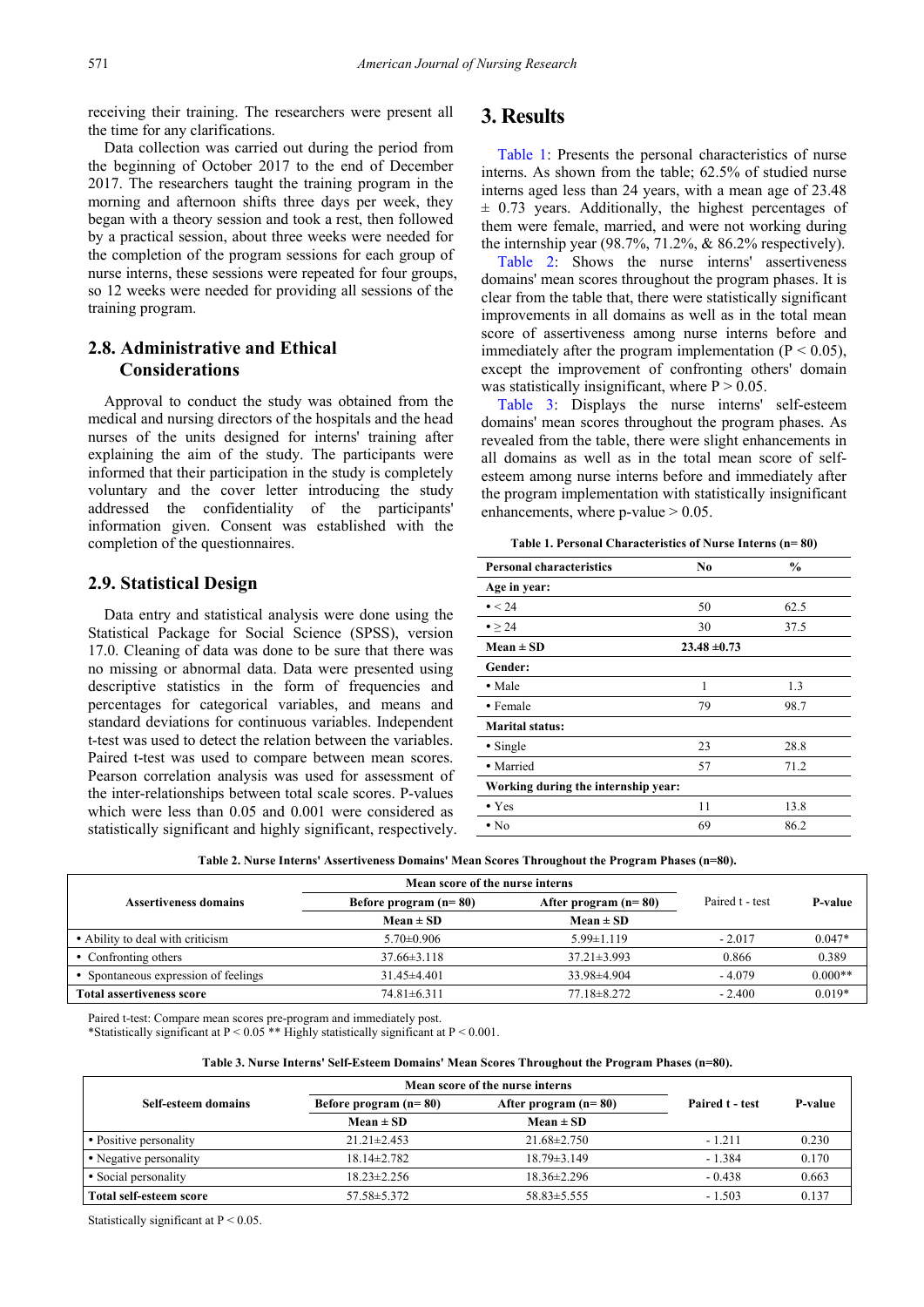receiving their training. The researchers were present all the time for any clarifications.

Data collection was carried out during the period from the beginning of October 2017 to the end of December 2017. The researchers taught the training program in the morning and afternoon shifts three days per week, they began with a theory session and took a rest, then followed by a practical session, about three weeks were needed for the completion of the program sessions for each group of nurse interns, these sessions were repeated for four groups, so 12 weeks were needed for providing all sessions of the training program.

## 2.8. Administrative and Ethical Considerations

Approval to conduct the study was obtained from the medical and nursing directors of the hospitals and the head nurses of the units designed for interns' training after explaining the aim of the study. The participants were informed that their participation in the study is completely voluntary and the cover letter introducing the study addressed the confidentiality of the participants' information given. Consent was established with the completion of the questionnaires.

## 2.9. Statistical Design

Data entry and statistical analysis were done using the Statistical Package for Social Science (SPSS), version 17.0. Cleaning of data was done to be sure that there was no missing or abnormal data. Data were presented using descriptive statistics in the form of frequencies and percentages for categorical variables, and means and standard deviations for continuous variables. Independent t-test was used to detect the relation between the variables. Paired t-test was used to compare between mean scores. Pearson correlation analysis was used for assessment of the inter-relationships between total scale scores. P-values which were less than 0.05 and 0.001 were considered as statistically significant and highly significant, respectively.

# 3. Results

Table 1: Presents the personal characteristics of nurse interns. As shown from the table; 62.5% of studied nurse interns aged less than 24 years, with a mean age of 23.48 ± 0.73 years. Additionally, the highest percentages of them were female, married, and were not working during the internship year (98.7%, 71.2%, & 86.2% respectively).

Table 2: Shows the nurse interns' assertiveness domains' mean scores throughout the program phases. It is clear from the table that, there were statistically significant improvements in all domains as well as in the total mean score of assertiveness among nurse interns before and immediately after the program implementation ($P < 0.05$), except the improvement of confronting others' domain was statistically insignificant, where $P > 0.05$.

Table 3: Displays the nurse interns' self-esteem domains' mean scores throughout the program phases. As revealed from the table, there were slight enhancements in all domains as well as in the total mean score of self-esteem among nurse interns before and immediately after the program implementation with statistically insignificant enhancements, where p-value > 0.05.

**Table 1. Personal Characteristics of Nurse Interns (n= 80)**

| Personal characteristics | No | % |
|---|---|---|
| **Age in year:** | | |
| • < 24 | 50 | 62.5 |
| • ≥ 24 | 30 | 37.5 |
| **Mean ± SD** | **23.48 ±0.73** | |
| **Gender:** | | |
| • Male | 1 | 1.3 |
| • Female | 79 | 98.7 |
| **Marital status:** | | |
| • Single | 23 | 28.8 |
| • Married | 57 | 71.2 |
| **Working during the internship year:** | | |
| • Yes | 11 | 13.8 |
| • No | 69 | 86.2 |

**Table 2. Nurse Interns' Assertiveness Domains' Mean Scores Throughout the Program Phases (n=80).**

| Assertiveness domains | Mean score of the nurse interns | | Paired t - test | P-value |
|---|---|---|---|---|
| | Before program (n= 80) | After program (n= 80) | | |
| | Mean ± SD | Mean ± SD | | |
| • Ability to deal with criticism | 5.70±0.906 | 5.99±1.119 | - 2.017 | 0.047* |
| • Confronting others | 37.66±3.118 | 37.21±3.993 | 0.866 | 0.389 |
| • Spontaneous expression of feelings | 31.45±4.401 | 33.98±4.904 | - 4.079 | 0.000** |
| **Total assertiveness score** | 74.81±6.311 | 77.18±8.272 | - 2.400 | 0.019* |

Paired t-test: Compare mean scores pre-program and immediately post.
*Statistically significant at $P < 0.05$ ** Highly statistically significant at $P < 0.001$.

**Table 3. Nurse Interns' Self-Esteem Domains' Mean Scores Throughout the Program Phases (n=80).**

| Self-esteem domains | Mean score of the nurse interns | | Paired t - test | P-value |
|---|---|---|---|---|
| | Before program (n= 80) | After program (n= 80) | | |
| | Mean ± SD | Mean ± SD | | |
| • Positive personality | 21.21±2.453 | 21.68±2.750 | - 1.211 | 0.230 |
| • Negative personality | 18.14±2.782 | 18.79±3.149 | - 1.384 | 0.170 |
| • Social personality | 18.23±2.256 | 18.36±2.296 | - 0.438 | 0.663 |
| **Total self-esteem score** | 57.58±5.372 | 58.83±5.555 | - 1.503 | 0.137 |

Statistically significant at $P < 0.05$.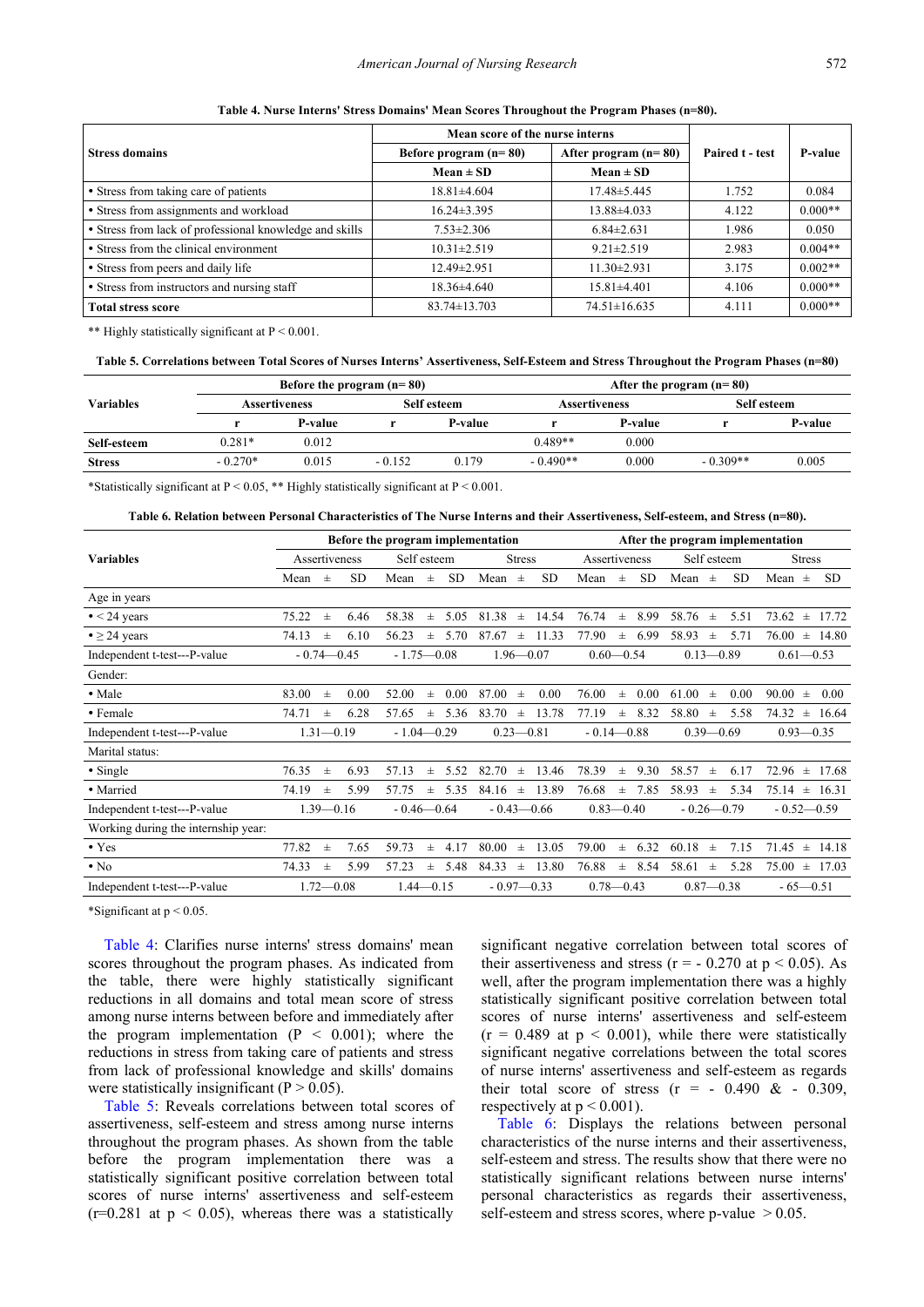**Table 4. Nurse Interns' Stress Domains' Mean Scores Throughout the Program Phases (n=80).**

| Stress domains | Mean score of the nurse interns | | Paired t - test | P-value |
|---|---|---|---|---|
| | Before program (n= 80) | After program (n= 80) | | |
| | Mean ± SD | Mean ± SD | | |
| • Stress from taking care of patients | 18.81±4.604 | 17.48±5.445 | 1.752 | 0.084 |
| • Stress from assignments and workload | 16.24±3.395 | 13.88±4.033 | 4.122 | 0.000** |
| • Stress from lack of professional knowledge and skills | 7.53±2.306 | 6.84±2.631 | 1.986 | 0.050 |
| • Stress from the clinical environment | 10.31±2.519 | 9.21±2.519 | 2.983 | 0.004** |
| • Stress from peers and daily life | 12.49±2.951 | 11.30±2.931 | 3.175 | 0.002** |
| • Stress from instructors and nursing staff | 18.36±4.640 | 15.81±4.401 | 4.106 | 0.000** |
| **Total stress score** | 83.74±13.703 | 74.51±16.635 | 4.111 | 0.000** |

** Highly statistically significant at P < 0.001.

**Table 5. Correlations between Total Scores of Nurses Interns' Assertiveness, Self-Esteem and Stress Throughout the Program Phases (n=80)**

| Variables | Before the program (n= 80) | | | | After the program (n= 80) | | | |
|---|---|---|---|---|---|---|---|---|
| | Assertiveness | | Self esteem | | Assertiveness | | Self esteem | |
| | r | P-value | r | P-value | r | P-value | r | P-value |
| **Self-esteem** | 0.281* | 0.012 | | | 0.489** | 0.000 | | |
| **Stress** | - 0.270* | 0.015 | - 0.152 | 0.179 | - 0.490** | 0.000 | - 0.309** | 0.005 |

*Statistically significant at P < 0.05, ** Highly statistically significant at P < 0.001.

**Table 6. Relation between Personal Characteristics of The Nurse Interns and their Assertiveness, Self-esteem, and Stress (n=80).**

| Variables | Before the program implementation | | | After the program implementation | | |
|---|---|---|---|---|---|---|
| | Assertiveness | Self esteem | Stress | Assertiveness | Self esteem | Stress |
| | Mean ± SD | Mean ± SD | Mean ± SD | Mean ± SD | Mean ± SD | Mean ± SD |
| Age in years | | | | | | |
| • < 24 years | 75.22 ± 6.46 | 58.38 ± 5.05 | 81.38 ± 14.54 | 76.74 ± 8.99 | 58.76 ± 5.51 | 73.62 ± 17.72 |
| • ≥ 24 years | 74.13 ± 6.10 | 56.23 ± 5.70 | 87.67 ± 11.33 | 77.90 ± 6.99 | 58.93 ± 5.71 | 76.00 ± 14.80 |
| Independent t-test---P-value | - 0.74—0.45 | - 1.75—0.08 | 1.96—0.07 | 0.60—0.54 | 0.13—0.89 | 0.61—0.53 |
| Gender: | | | | | | |
| • Male | 83.00 ± 0.00 | 52.00 ± 0.00 | 87.00 ± 0.00 | 76.00 ± 0.00 | 61.00 ± 0.00 | 90.00 ± 0.00 |
| • Female | 74.71 ± 6.28 | 57.65 ± 5.36 | 83.70 ± 13.78 | 77.19 ± 8.32 | 58.80 ± 5.58 | 74.32 ± 16.64 |
| Independent t-test---P-value | 1.31—0.19 | - 1.04—0.29 | 0.23—0.81 | - 0.14—0.88 | 0.39—0.69 | 0.93—0.35 |
| Marital status: | | | | | | |
| • Single | 76.35 ± 6.93 | 57.13 ± 5.52 | 82.70 ± 13.46 | 78.39 ± 9.30 | 58.57 ± 6.17 | 72.96 ± 17.68 |
| • Married | 74.19 ± 5.99 | 57.75 ± 5.35 | 84.16 ± 13.89 | 76.68 ± 7.85 | 58.93 ± 5.34 | 75.14 ± 16.31 |
| Independent t-test---P-value | 1.39—0.16 | - 0.46—0.64 | - 0.43—0.66 | 0.83—0.40 | - 0.26—0.79 | - 0.52—0.59 |
| Working during the internship year: | | | | | | |
| • Yes | 77.82 ± 7.65 | 59.73 ± 4.17 | 80.00 ± 13.05 | 79.00 ± 6.32 | 60.18 ± 7.15 | 71.45 ± 14.18 |
| • No | 74.33 ± 5.99 | 57.23 ± 5.48 | 84.33 ± 13.80 | 76.88 ± 8.54 | 58.61 ± 5.28 | 75.00 ± 17.03 |
| Independent t-test---P-value | 1.72—0.08 | 1.44—0.15 | - 0.97—0.33 | 0.78—0.43 | 0.87—0.38 | - 65—0.51 |

*Significant at p < 0.05.

Table 4: Clarifies nurse interns' stress domains' mean scores throughout the program phases. As indicated from the table, there were highly statistically significant reductions in all domains and total mean score of stress among nurse interns between before and immediately after the program implementation ($P < 0.001$); where the reductions in stress from taking care of patients and stress from lack of professional knowledge and skills' domains were statistically insignificant ($P > 0.05$).

Table 5: Reveals correlations between total scores of assertiveness, self-esteem and stress among nurse interns throughout the program phases. As shown from the table before the program implementation there was a statistically significant positive correlation between total scores of nurse interns' assertiveness and self-esteem ($r=0.281$ at $p < 0.05$), whereas there was a statistically significant negative correlation between total scores of their assertiveness and stress ($r = -0.270$ at $p < 0.05$). As well, after the program implementation there was a highly statistically significant positive correlation between total scores of nurse interns' assertiveness and self-esteem ($r = 0.489$ at $p < 0.001$), while there were statistically significant negative correlations between the total scores of nurse interns' assertiveness and self-esteem as regards their total score of stress ($r = -0.490$ & $-0.309$, respectively at $p < 0.001$).

Table 6: Displays the relations between personal characteristics of the nurse interns and their assertiveness, self-esteem and stress. The results show that there were no statistically significant relations between nurse interns' personal characteristics as regards their assertiveness, self-esteem and stress scores, where p-value $> 0.05$.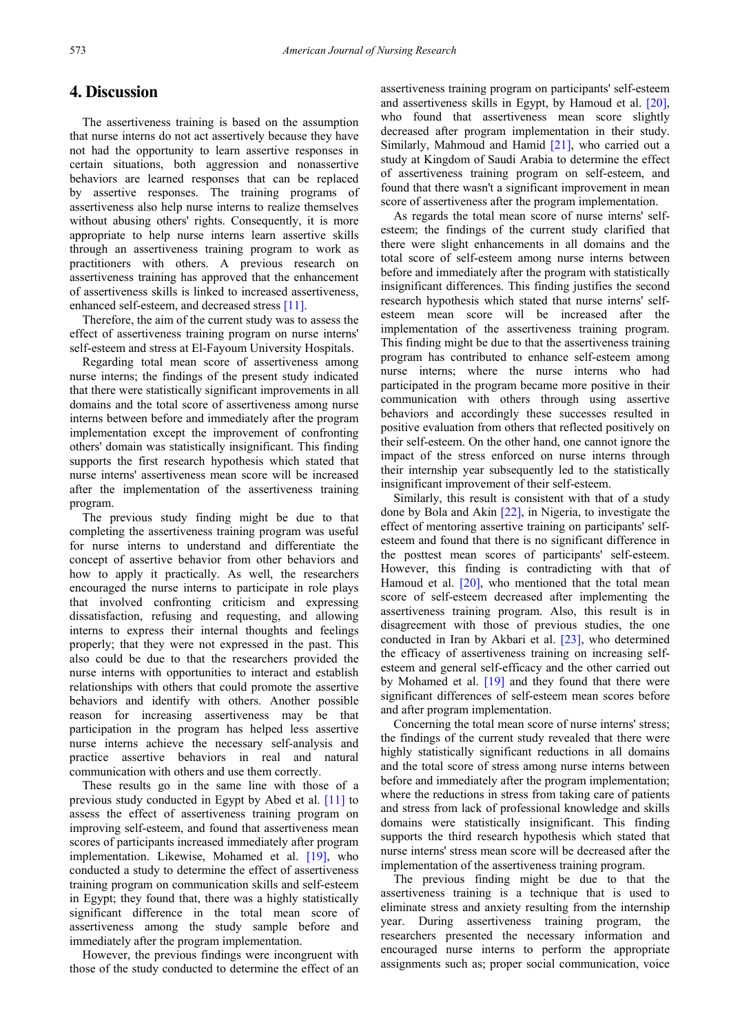## 4. Discussion

The assertiveness training is based on the assumption that nurse interns do not act assertively because they have not had the opportunity to learn assertive responses in certain situations, both aggression and nonassertive behaviors are learned responses that can be replaced by assertive responses. The training programs of assertiveness also help nurse interns to realize themselves without abusing others' rights. Consequently, it is more appropriate to help nurse interns learn assertive skills through an assertiveness training program to work as practitioners with others. A previous research on assertiveness training has approved that the enhancement of assertiveness skills is linked to increased assertiveness, enhanced self-esteem, and decreased stress [11].

Therefore, the aim of the current study was to assess the effect of assertiveness training program on nurse interns' self-esteem and stress at El-Fayoum University Hospitals.

Regarding total mean score of assertiveness among nurse interns; the findings of the present study indicated that there were statistically significant improvements in all domains and the total score of assertiveness among nurse interns between before and immediately after the program implementation except the improvement of confronting others' domain was statistically insignificant. This finding supports the first research hypothesis which stated that nurse interns' assertiveness mean score will be increased after the implementation of the assertiveness training program.

The previous study finding might be due to that completing the assertiveness training program was useful for nurse interns to understand and differentiate the concept of assertive behavior from other behaviors and how to apply it practically. As well, the researchers encouraged the nurse interns to participate in role plays that involved confronting criticism and expressing dissatisfaction, refusing and requesting, and allowing interns to express their internal thoughts and feelings properly; that they were not expressed in the past. This also could be due to that the researchers provided the nurse interns with opportunities to interact and establish relationships with others that could promote the assertive behaviors and identify with others. Another possible reason for increasing assertiveness may be that participation in the program has helped less assertive nurse interns achieve the necessary self-analysis and practice assertive behaviors in real and natural communication with others and use them correctly.

These results go in the same line with those of a previous study conducted in Egypt by Abed et al. [11] to assess the effect of assertiveness training program on improving self-esteem, and found that assertiveness mean scores of participants increased immediately after program implementation. Likewise, Mohamed et al. [19], who conducted a study to determine the effect of assertiveness training program on communication skills and self-esteem in Egypt; they found that, there was a highly statistically significant difference in the total mean score of assertiveness among the study sample before and immediately after the program implementation.

However, the previous findings were incongruent with those of the study conducted to determine the effect of an assertiveness training program on participants' self-esteem and assertiveness skills in Egypt, by Hamoud et al. [20], who found that assertiveness mean score slightly decreased after program implementation in their study. Similarly, Mahmoud and Hamid [21], who carried out a study at Kingdom of Saudi Arabia to determine the effect of assertiveness training program on self-esteem, and found that there wasn't a significant improvement in mean score of assertiveness after the program implementation.

As regards the total mean score of nurse interns' self-esteem; the findings of the current study clarified that there were slight enhancements in all domains and the total score of self-esteem among nurse interns between before and immediately after the program with statistically insignificant differences. This finding justifies the second research hypothesis which stated that nurse interns' self-esteem mean score will be increased after the implementation of the assertiveness training program. This finding might be due to that the assertiveness training program has contributed to enhance self-esteem among nurse interns; where the nurse interns who had participated in the program became more positive in their communication with others through using assertive behaviors and accordingly these successes resulted in positive evaluation from others that reflected positively on their self-esteem. On the other hand, one cannot ignore the impact of the stress enforced on nurse interns through their internship year subsequently led to the statistically insignificant improvement of their self-esteem.

Similarly, this result is consistent with that of a study done by Bola and Akin [22], in Nigeria, to investigate the effect of mentoring assertive training on participants' self-esteem and found that there is no significant difference in the posttest mean scores of participants' self-esteem. However, this finding is contradicting with that of Hamoud et al. [20], who mentioned that the total mean score of self-esteem decreased after implementing the assertiveness training program. Also, this result is in disagreement with those of previous studies, the one conducted in Iran by Akbari et al. [23], who determined the efficacy of assertiveness training on increasing self-esteem and general self-efficacy and the other carried out by Mohamed et al. [19] and they found that there were significant differences of self-esteem mean scores before and after program implementation.

Concerning the total mean score of nurse interns' stress; the findings of the current study revealed that there were highly statistically significant reductions in all domains and the total score of stress among nurse interns between before and immediately after the program implementation; where the reductions in stress from taking care of patients and stress from lack of professional knowledge and skills domains were statistically insignificant. This finding supports the third research hypothesis which stated that nurse interns' stress mean score will be decreased after the implementation of the assertiveness training program.

The previous finding might be due to that the assertiveness training is a technique that is used to eliminate stress and anxiety resulting from the internship year. During assertiveness training program, the researchers presented the necessary information and encouraged nurse interns to perform the appropriate assignments such as; proper social communication, voice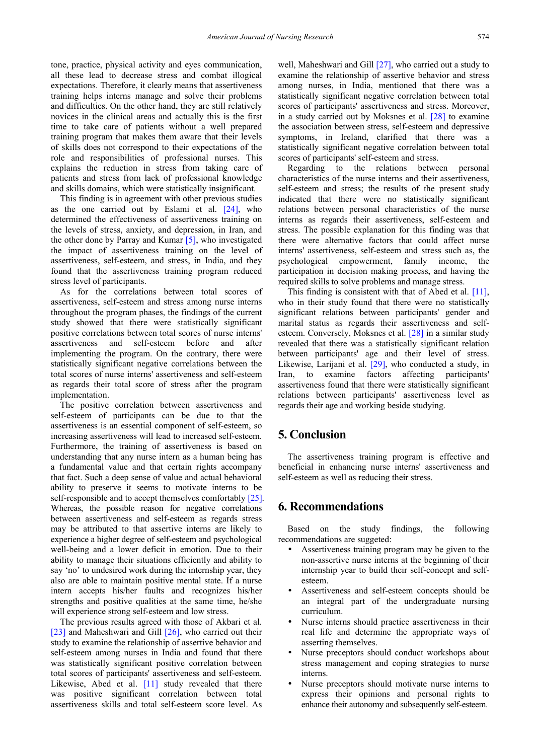tone, practice, physical activity and eyes communication, all these lead to decrease stress and combat illogical expectations. Therefore, it clearly means that assertiveness training helps interns manage and solve their problems and difficulties. On the other hand, they are still relatively novices in the clinical areas and actually this is the first time to take care of patients without a well prepared training program that makes them aware that their levels of skills does not correspond to their expectations of the role and responsibilities of professional nurses. This explains the reduction in stress from taking care of patients and stress from lack of professional knowledge and skills domains, which were statistically insignificant.

This finding is in agreement with other previous studies as the one carried out by Eslami et al. [24], who determined the effectiveness of assertiveness training on the levels of stress, anxiety, and depression, in Iran, and the other done by Parray and Kumar [5], who investigated the impact of assertiveness training on the level of assertiveness, self-esteem, and stress, in India, and they found that the assertiveness training program reduced stress level of participants.

As for the correlations between total scores of assertiveness, self-esteem and stress among nurse interns throughout the program phases, the findings of the current study showed that there were statistically significant positive correlations between total scores of nurse interns' assertiveness and self-esteem before and after implementing the program. On the contrary, there were statistically significant negative correlations between the total scores of nurse interns' assertiveness and self-esteem as regards their total score of stress after the program implementation.

The positive correlation between assertiveness and self-esteem of participants can be due to that the assertiveness is an essential component of self-esteem, so increasing assertiveness will lead to increased self-esteem. Furthermore, the training of assertiveness is based on understanding that any nurse intern as a human being has a fundamental value and that certain rights accompany that fact. Such a deep sense of value and actual behavioral ability to preserve it seems to motivate interns to be self-responsible and to accept themselves comfortably [25]. Whereas, the possible reason for negative correlations between assertiveness and self-esteem as regards stress may be attributed to that assertive interns are likely to experience a higher degree of self-esteem and psychological well-being and a lower deficit in emotion. Due to their ability to manage their situations efficiently and ability to say 'no' to undesired work during the internship year, they also are able to maintain positive mental state. If a nurse intern accepts his/her faults and recognizes his/her strengths and positive qualities at the same time, he/she will experience strong self-esteem and low stress.

The previous results agreed with those of Akbari et al. [23] and Maheshwari and Gill [26], who carried out their study to examine the relationship of assertive behavior and self-esteem among nurses in India and found that there was statistically significant positive correlation between total scores of participants' assertiveness and self-esteem. Likewise, Abed et al. [11] study revealed that there was positive significant correlation between total assertiveness skills and total self-esteem score level. As well, Maheshwari and Gill [27], who carried out a study to examine the relationship of assertive behavior and stress among nurses, in India, mentioned that there was a statistically significant negative correlation between total scores of participants' assertiveness and stress. Moreover, in a study carried out by Moksnes et al. [28] to examine the association between stress, self-esteem and depressive symptoms, in Ireland, clarified that there was a statistically significant negative correlation between total scores of participants' self-esteem and stress.

Regarding to the relations between personal characteristics of the nurse interns and their assertiveness, self-esteem and stress; the results of the present study indicated that there were no statistically significant relations between personal characteristics of the nurse interns as regards their assertiveness, self-esteem and stress. The possible explanation for this finding was that there were alternative factors that could affect nurse interns' assertiveness, self-esteem and stress such as, the psychological empowerment, family income, the participation in decision making process, and having the required skills to solve problems and manage stress.

This finding is consistent with that of Abed et al. [11], who in their study found that there were no statistically significant relations between participants' gender and marital status as regards their assertiveness and self-esteem. Conversely, Moksnes et al. [28] in a similar study revealed that there was a statistically significant relation between participants' age and their level of stress. Likewise, Larijani et al. [29], who conducted a study, in Iran, to examine factors affecting participants' assertiveness found that there were statistically significant relations between participants' assertiveness level as regards their age and working beside studying.

## 5. Conclusion

The assertiveness training program is effective and beneficial in enhancing nurse interns' assertiveness and self-esteem as well as reducing their stress.

## 6. Recommendations

Based on the study findings, the following recommendations are suggeted:

- Assertiveness training program may be given to the non-assertive nurse interns at the beginning of their internship year to build their self-concept and self-esteem.
- Assertiveness and self-esteem concepts should be an integral part of the undergraduate nursing curriculum.
- Nurse interns should practice assertiveness in their real life and determine the appropriate ways of asserting themselves.
- Nurse preceptors should conduct workshops about stress management and coping strategies to nurse interns.
- Nurse preceptors should motivate nurse interns to express their opinions and personal rights to enhance their autonomy and subsequently self-esteem.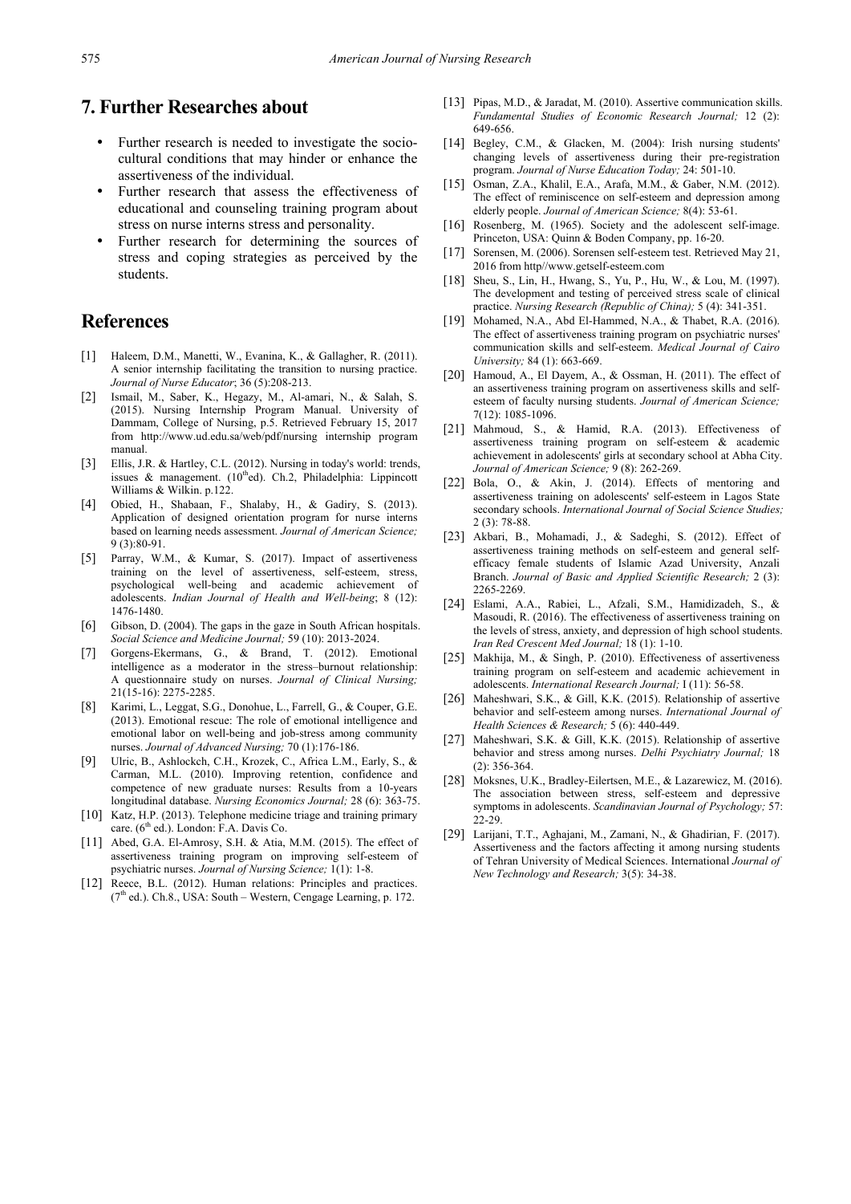## 7. Further Researches about

- Further research is needed to investigate the socio-cultural conditions that may hinder or enhance the assertiveness of the individual.
- Further research that assess the effectiveness of educational and counseling training program about stress on nurse interns stress and personality.
- Further research for determining the sources of stress and coping strategies as perceived by the students.

## References

[1] Haleem, D.M., Manetti, W., Evanina, K., & Gallagher, R. (2011). A senior internship facilitating the transition to nursing practice. *Journal of Nurse Educator*; 36 (5):208-213.

[2] Ismail, M., Saber, K., Hegazy, M., Al-amari, N., & Salah, S. (2015). Nursing Internship Program Manual. University of Dammam, College of Nursing, p.5. Retrieved February 15, 2017 from http://www.ud.edu.sa/web/pdf/nursing internship program manual.

[3] Ellis, J.R. & Hartley, C.L. (2012). Nursing in today's world: trends, issues & management. (10thed). Ch.2, Philadelphia: Lippincott Williams & Wilkin. p.122.

[4] Obied, H., Shabaan, F., Shalaby, H., & Gadiry, S. (2013). Application of designed orientation program for nurse interns based on learning needs assessment. *Journal of American Science;* 9 (3):80-91.

[5] Parray, W.M., & Kumar, S. (2017). Impact of assertiveness training on the level of assertiveness, self-esteem, stress, psychological well-being and academic achievement of adolescents. *Indian Journal of Health and Well-being*; 8 (12): 1476-1480.

[6] Gibson, D. (2004). The gaps in the gaze in South African hospitals. *Social Science and Medicine Journal;* 59 (10): 2013-2024.

[7] Gorgens-Ekermans, G., & Brand, T. (2012). Emotional intelligence as a moderator in the stress–burnout relationship: A questionnaire study on nurses. *Journal of Clinical Nursing;* 21(15-16): 2275-2285.

[8] Karimi, L., Leggat, S.G., Donohue, L., Farrell, G., & Couper, G.E. (2013). Emotional rescue: The role of emotional intelligence and emotional labor on well-being and job-stress among community nurses. *Journal of Advanced Nursing;* 70 (1):176-186.

[9] Ulric, B., Ashlockch, C.H., Krozek, C., Africa L.M., Early, S., & Carman, M.L. (2010). Improving retention, confidence and competence of new graduate nurses: Results from a 10-years longitudinal database. *Nursing Economics Journal;* 28 (6): 363-75.

[10] Katz, H.P. (2013). Telephone medicine triage and training primary care. (6th ed.). London: F.A. Davis Co.

[11] Abed, G.A. El-Amrosy, S.H. & Atia, M.M. (2015). The effect of assertiveness training program on improving self-esteem of psychiatric nurses. *Journal of Nursing Science;* 1(1): 1-8.

[12] Reece, B.L. (2012). Human relations: Principles and practices. (7th ed.). Ch.8., USA: South – Western, Cengage Learning, p. 172.

[13] Pipas, M.D., & Jaradat, M. (2010). Assertive communication skills. *Fundamental Studies of Economic Research Journal;* 12 (2): 649-656.

[14] Begley, C.M., & Glacken, M. (2004): Irish nursing students' changing levels of assertiveness during their pre-registration program. *Journal of Nurse Education Today;* 24: 501-10.

[15] Osman, Z.A., Khalil, E.A., Arafa, M.M., & Gaber, N.M. (2012). The effect of reminiscence on self-esteem and depression among elderly people. *Journal of American Science;* 8(4): 53-61.

[16] Rosenberg, M. (1965). Society and the adolescent self-image. Princeton, USA: Quinn & Boden Company, pp. 16-20.

[17] Sorensen, M. (2006). Sorensen self-esteem test. Retrieved May 21, 2016 from http//www.getself-esteem.com

[18] Sheu, S., Lin, H., Hwang, S., Yu, P., Hu, W., & Lou, M. (1997). The development and testing of perceived stress scale of clinical practice. *Nursing Research (Republic of China);* 5 (4): 341-351.

[19] Mohamed, N.A., Abd El-Hammed, N.A., & Thabet, R.A. (2016). The effect of assertiveness training program on psychiatric nurses' communication skills and self-esteem. *Medical Journal of Cairo University;* 84 (1): 663-669.

[20] Hamoud, A., El Dayem, A., & Ossman, H. (2011). The effect of an assertiveness training program on assertiveness skills and self-esteem of faculty nursing students. *Journal of American Science;* 7(12): 1085-1096.

[21] Mahmoud, S., & Hamid, R.A. (2013). Effectiveness of assertiveness training program on self-esteem & academic achievement in adolescents' girls at secondary school at Abha City. *Journal of American Science;* 9 (8): 262-269.

[22] Bola, O., & Akin, J. (2014). Effects of mentoring and assertiveness training on adolescents' self-esteem in Lagos State secondary schools. *International Journal of Social Science Studies;* 2 (3): 78-88.

[23] Akbari, B., Mohamadi, J., & Sadeghi, S. (2012). Effect of assertiveness training methods on self-esteem and general self-efficacy female students of Islamic Azad University, Anzali Branch. *Journal of Basic and Applied Scientific Research;* 2 (3): 2265-2269.

[24] Eslami, A.A., Rabiei, L., Afzali, S.M., Hamidizadeh, S., & Masoudi, R. (2016). The effectiveness of assertiveness training on the levels of stress, anxiety, and depression of high school students. *Iran Red Crescent Med Journal;* 18 (1): 1-10.

[25] Makhija, M., & Singh, P. (2010). Effectiveness of assertiveness training program on self-esteem and academic achievement in adolescents. *International Research Journal;* I (11): 56-58.

[26] Maheshwari, S.K., & Gill, K.K. (2015). Relationship of assertive behavior and self-esteem among nurses. *International Journal of Health Sciences & Research;* 5 (6): 440-449.

[27] Maheshwari, S.K. & Gill, K.K. (2015). Relationship of assertive behavior and stress among nurses. *Delhi Psychiatry Journal;* 18 (2): 356-364.

[28] Moksnes, U.K., Bradley-Eilertsen, M.E., & Lazarewicz, M. (2016). The association between stress, self-esteem and depressive symptoms in adolescents. *Scandinavian Journal of Psychology;* 57: 22-29.

[29] Larijani, T.T., Aghajani, M., Zamani, N., & Ghadirian, F. (2017). Assertiveness and the factors affecting it among nursing students of Tehran University of Medical Sciences. International *Journal of New Technology and Research;* 3(5): 34-38.